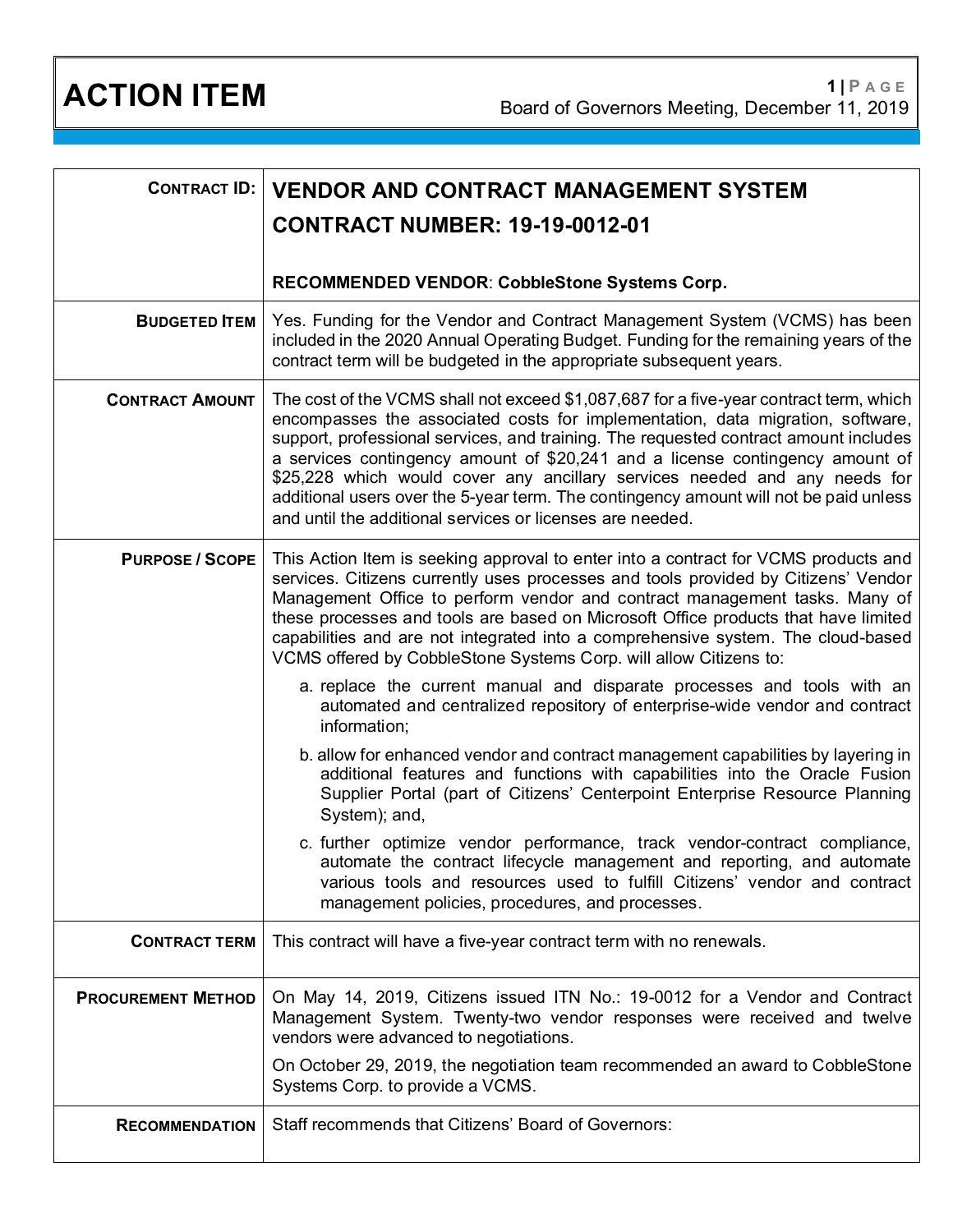# ACTION ITEM

Board of Governors Meeting, December 11, 2019

| | |
|---|---|
| **CONTRACT ID:** | **VENDOR AND CONTRACT MANAGEMENT SYSTEM CONTRACT NUMBER: 19-19-0012-01**<br><br>**RECOMMENDED VENDOR**: **CobbleStone Systems Corp.** |
| **BUDGETED ITEM** | Yes. Funding for the Vendor and Contract Management System (VCMS) has been included in the 2020 Annual Operating Budget. Funding for the remaining years of the contract term will be budgeted in the appropriate subsequent years. |
| **CONTRACT AMOUNT** | The cost of the VCMS shall not exceed $1,087,687 for a five-year contract term, which encompasses the associated costs for implementation, data migration, software, support, professional services, and training. The requested contract amount includes a services contingency amount of $20,241 and a license contingency amount of $25,228 which would cover any ancillary services needed and any needs for additional users over the 5-year term. The contingency amount will not be paid unless and until the additional services or licenses are needed. |
| **PURPOSE / SCOPE** | This Action Item is seeking approval to enter into a contract for VCMS products and services. Citizens currently uses processes and tools provided by Citizens' Vendor Management Office to perform vendor and contract management tasks. Many of these processes and tools are based on Microsoft Office products that have limited capabilities and are not integrated into a comprehensive system. The cloud-based VCMS offered by CobbleStone Systems Corp. will allow Citizens to:<br><br>a. replace the current manual and disparate processes and tools with an automated and centralized repository of enterprise-wide vendor and contract information;<br><br>b. allow for enhanced vendor and contract management capabilities by layering in additional features and functions with capabilities into the Oracle Fusion Supplier Portal (part of Citizens' Centerpoint Enterprise Resource Planning System); and,<br><br>c. further optimize vendor performance, track vendor-contract compliance, automate the contract lifecycle management and reporting, and automate various tools and resources used to fulfill Citizens' vendor and contract management policies, procedures, and processes. |
| **CONTRACT TERM** | This contract will have a five-year contract term with no renewals. |
| **PROCUREMENT METHOD** | On May 14, 2019, Citizens issued ITN No.: 19-0012 for a Vendor and Contract Management System. Twenty-two vendor responses were received and twelve vendors were advanced to negotiations.<br><br>On October 29, 2019, the negotiation team recommended an award to CobbleStone Systems Corp. to provide a VCMS. |
| **RECOMMENDATION** | Staff recommends that Citizens' Board of Governors: |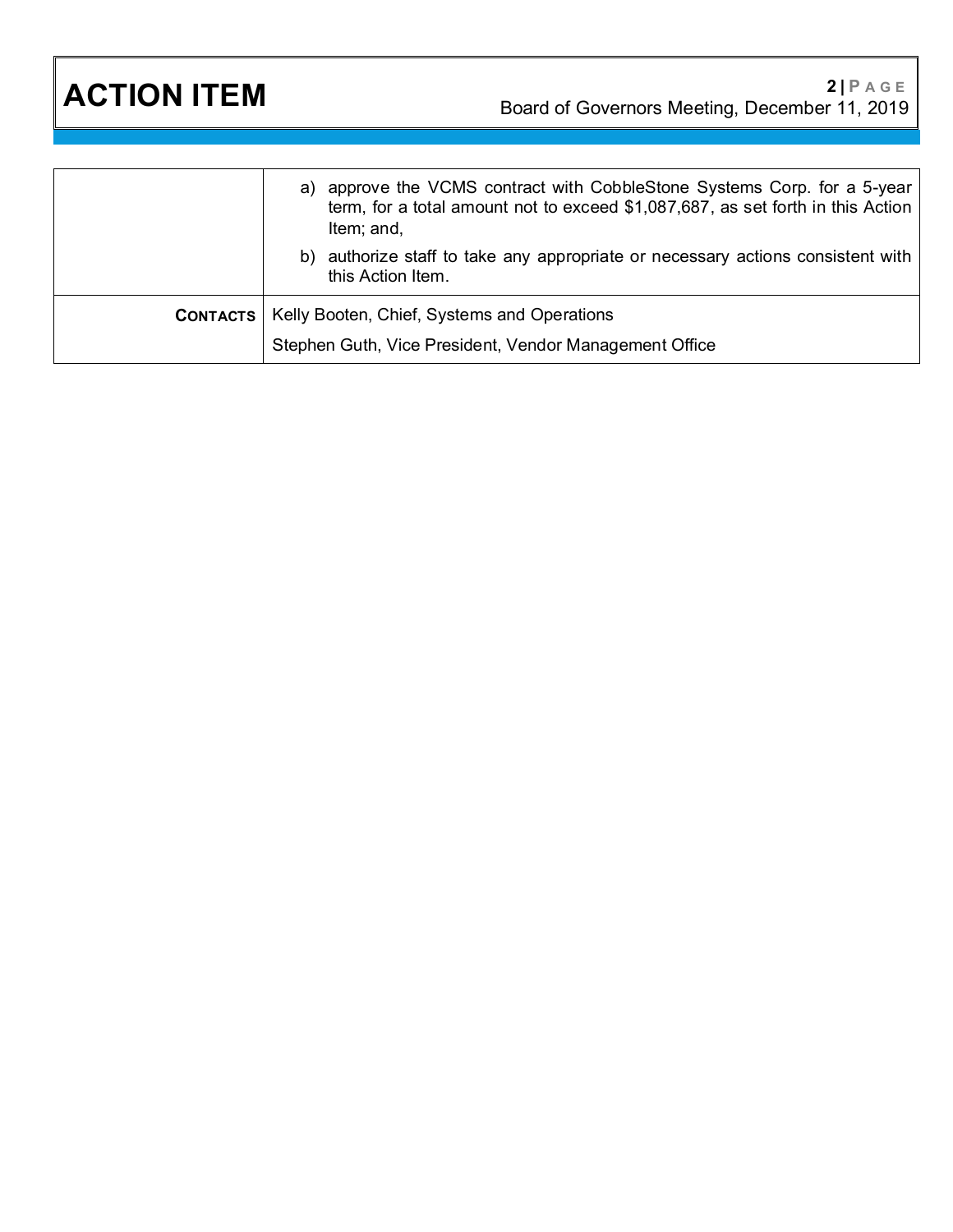| | |
|---|---|
| | a) approve the VCMS contract with CobbleStone Systems Corp. for a 5-year term, for a total amount not to exceed $1,087,687, as set forth in this Action Item; and,<br><br>b) authorize staff to take any appropriate or necessary actions consistent with this Action Item. |
| **CONTACTS** | Kelly Booten, Chief, Systems and Operations<br><br>Stephen Guth, Vice President, Vendor Management Office |